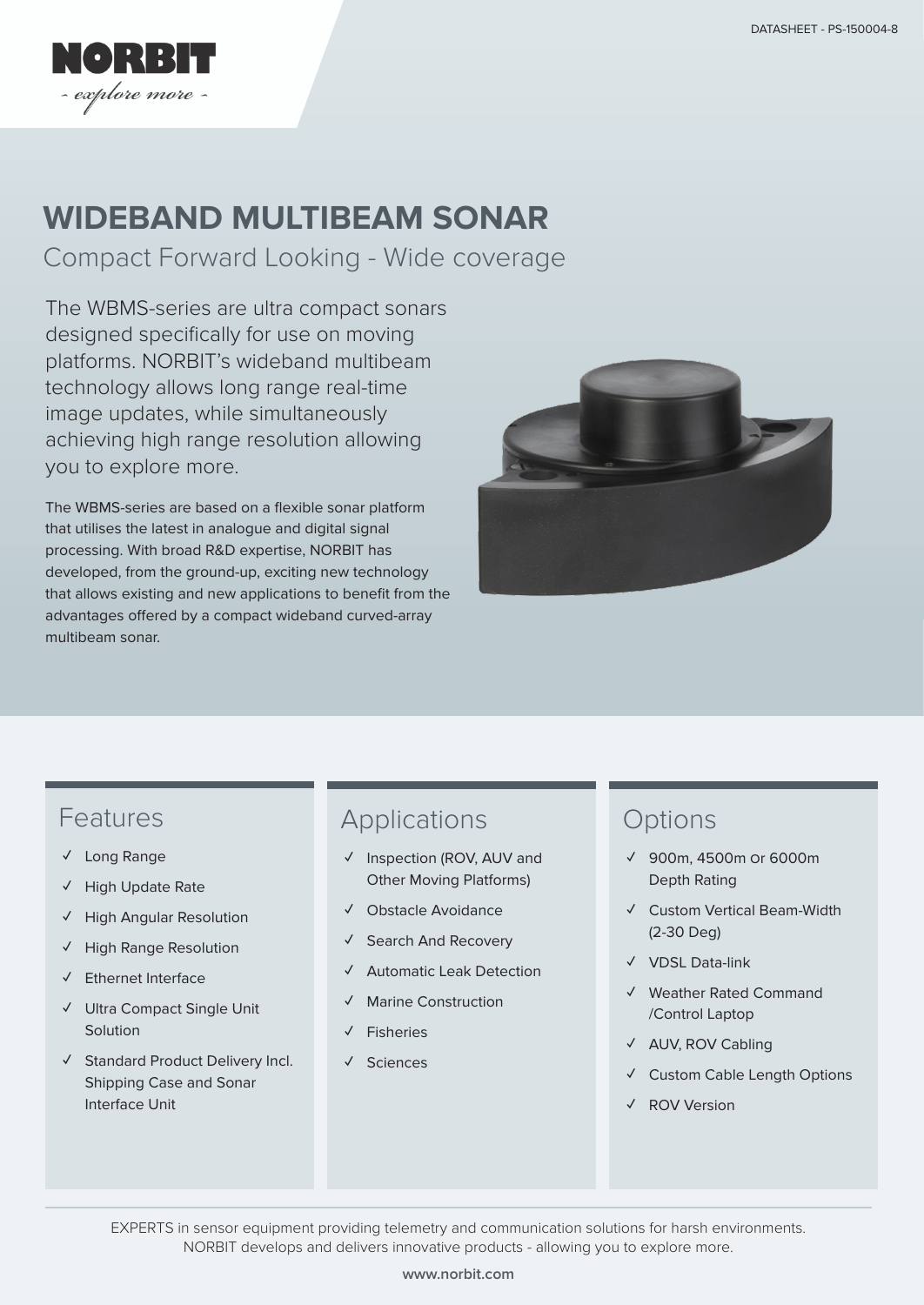DATASHEET - PS-150004-8

NORBIT

*- explore more -*

# WIDEBAND MULTIBEAM SONAR

## Compact Forward Looking - Wide coverage

The WBMS-series are ultra compact sonars designed specifically for use on moving platforms. NORBIT's wideband multibeam technology allows long range real-time image updates, while simultaneously achieving high range resolution allowing you to explore more.

The WBMS-series are based on a flexible sonar platform that utilises the latest in analogue and digital signal processing. With broad R&D expertise, NORBIT has developed, from the ground-up, exciting new technology that allows existing and new applications to benefit from the advantages offered by a compact wideband curved-array multibeam sonar.

### Features

- ✓ Long Range
- ✓ High Update Rate
- ✓ High Angular Resolution
- ✓ High Range Resolution
- ✓ Ethernet Interface
- ✓ Ultra Compact Single Unit Solution
- ✓ Standard Product Delivery Incl. Shipping Case and Sonar Interface Unit

### Applications

- ✓ Inspection (ROV, AUV and Other Moving Platforms)
- ✓ Obstacle Avoidance
- ✓ Search And Recovery
- ✓ Automatic Leak Detection
- ✓ Marine Construction
- ✓ Fisheries
- ✓ Sciences

### Options

- ✓ 900m, 4500m or 6000m Depth Rating
- ✓ Custom Vertical Beam-Width (2-30 Deg)
- ✓ VDSL Data-link
- ✓ Weather Rated Command /Control Laptop
- ✓ AUV, ROV Cabling
- ✓ Custom Cable Length Options
- ✓ ROV Version

EXPERTS in sensor equipment providing telemetry and communication solutions for harsh environments.
NORBIT develops and delivers innovative products - allowing you to explore more.

**www.norbit.com**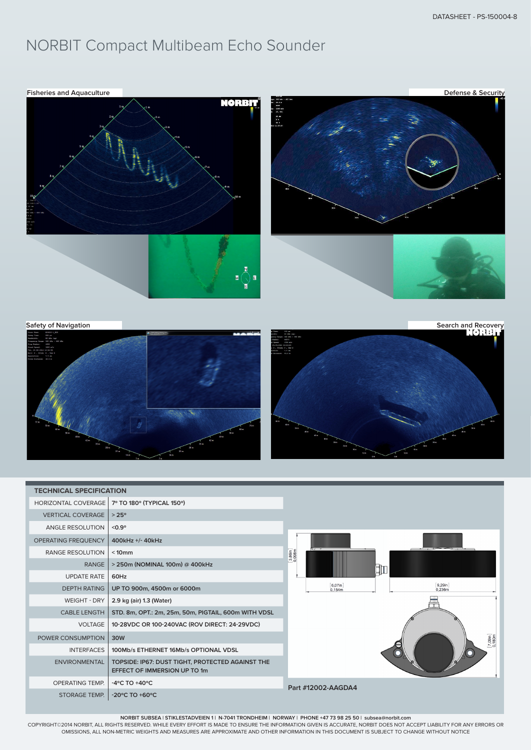# NORBIT Compact Multibeam Echo Sounder

Fisheries and Aquaculture

Defense & Security

Safety of Navigation

Search and Recovery

## TECHNICAL SPECIFICATION

| | |
|---|---|
| HORIZONTAL COVERAGE | 7° TO 180° (TYPICAL 150°) |
| VERTICAL COVERAGE | > 25° |
| ANGLE RESOLUTION | <0.9° |
| OPERATING FREQUENCY | 400kHz +/- 40kHz |
| RANGE RESOLUTION | < 10mm |
| RANGE | > 250m (NOMINAL 100m) @ 400kHz |
| UPDATE RATE | 60Hz |
| DEPTH RATING | UP TO 900m, 4500m or 6000m |
| WEIGHT - DRY | 2.9 kg (air) 1.3 (Water) |
| CABLE LENGTH | STD. 8m, OPT.: 2m, 25m, 50m, PIGTAIL, 600m WITH VDSL |
| VOLTAGE | 10-28VDC OR 100-240VAC (ROV DIRECT: 24-29VDC) |
| POWER CONSUMPTION | 30W |
| INTERFACES | 100Mb/s ETHERNET 16Mb/s OPTIONAL VDSL |
| ENVIRONMENTAL | TOPSIDE: IP67: DUST TIGHT, PROTECTED AGAINST THE EFFECT OF IMMERSION UP TO 1m |
| OPERATING TEMP. | -4°C TO +40°C |
| STORAGE TEMP. | -20°C TO +60°C |

3,86in 0,098m

6,07in 0,154m

9,29in 0,236m

7,09in 0,180m

Part #12002-AAGDA4

NORBIT SUBSEA | STIKLESTADVEIEN 1 | N-7041 TRONDHEIM | NORWAY | PHONE +47 73 98 25 50 | subsea@norbit.com

COPYRIGHT©2014 NORBIT, ALL RIGHTS RESERVED. WHILE EVERY EFFORT IS MADE TO ENSURE THE INFORMATION GIVEN IS ACCURATE, NORBIT DOES NOT ACCEPT LIABILITY FOR ANY ERRORS OR OMISSIONS, ALL NON-METRIC WEIGHTS AND MEASURES ARE APPROXIMATE AND OTHER INFORMATION IN THIS DOCUMENT IS SUBJECT TO CHANGE WITHOUT NOTICE